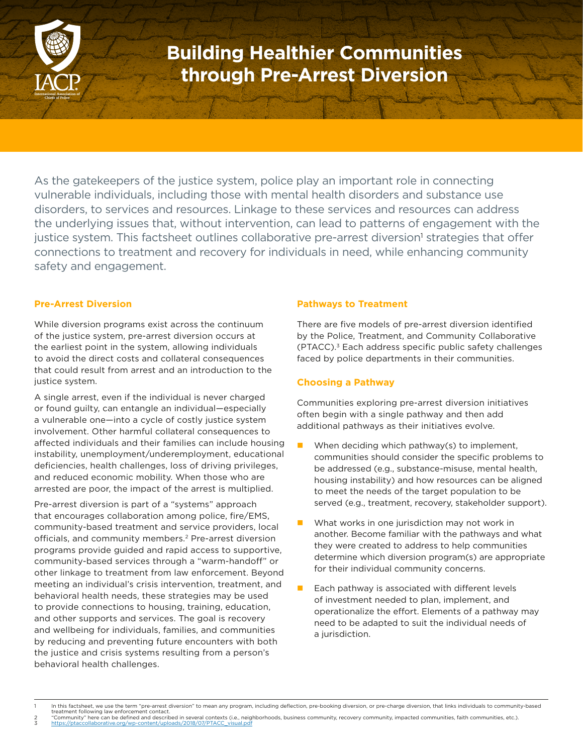# Building Healthier Communities through Pre-Arrest Diversion

As the gatekeepers of the justice system, police play an important role in connecting vulnerable individuals, including those with mental health disorders and substance use disorders, to services and resources. Linkage to these services and resources can address the underlying issues that, without intervention, can lead to patterns of engagement with the justice system. This factsheet outlines collaborative pre-arrest diversion[1] strategies that offer connections to treatment and recovery for individuals in need, while enhancing community safety and engagement.

## Pre-Arrest Diversion

While diversion programs exist across the continuum of the justice system, pre-arrest diversion occurs at the earliest point in the system, allowing individuals to avoid the direct costs and collateral consequences that could result from arrest and an introduction to the justice system.

A single arrest, even if the individual is never charged or found guilty, can entangle an individual—especially a vulnerable one—into a cycle of costly justice system involvement. Other harmful collateral consequences to affected individuals and their families can include housing instability, unemployment/underemployment, educational deficiencies, health challenges, loss of driving privileges, and reduced economic mobility. When those who are arrested are poor, the impact of the arrest is multiplied.

Pre-arrest diversion is part of a "systems" approach that encourages collaboration among police, fire/EMS, community-based treatment and service providers, local officials, and community members.[2] Pre-arrest diversion programs provide guided and rapid access to supportive, community-based services through a "warm-handoff" or other linkage to treatment from law enforcement. Beyond meeting an individual's crisis intervention, treatment, and behavioral health needs, these strategies may be used to provide connections to housing, training, education, and other supports and services. The goal is recovery and wellbeing for individuals, families, and communities by reducing and preventing future encounters with both the justice and crisis systems resulting from a person's behavioral health challenges.

## Pathways to Treatment

There are five models of pre-arrest diversion identified by the Police, Treatment, and Community Collaborative (PTACC).[3] Each address specific public safety challenges faced by police departments in their communities.

## Choosing a Pathway

Communities exploring pre-arrest diversion initiatives often begin with a single pathway and then add additional pathways as their initiatives evolve.

- When deciding which pathway(s) to implement, communities should consider the specific problems to be addressed (e.g., substance-misuse, mental health, housing instability) and how resources can be aligned to meet the needs of the target population to be served (e.g., treatment, recovery, stakeholder support).
- What works in one jurisdiction may not work in another. Become familiar with the pathways and what they were created to address to help communities determine which diversion program(s) are appropriate for their individual community concerns.
- Each pathway is associated with different levels of investment needed to plan, implement, and operationalize the effort. Elements of a pathway may need to be adapted to suit the individual needs of a jurisdiction.

---

1 In this factsheet, we use the term "pre-arrest diversion" to mean any program, including deflection, pre-booking diversion, or pre-charge diversion, that links individuals to community-based treatment following law enforcement contact.

2 "Community" here can be defined and described in several contexts (i.e., neighborhoods, business community, recovery community, impacted communities, faith communities, etc.).

3 https://ptaccollaborative.org/wp-content/uploads/2018/07/PTACC_visual.pdf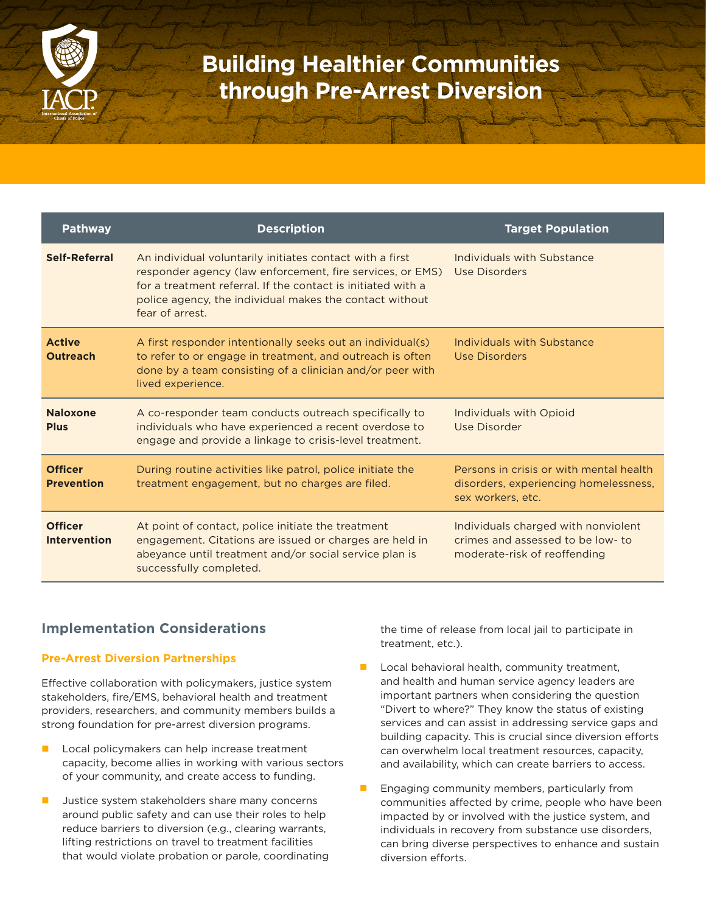# Building Healthier Communities through Pre-Arrest Diversion

| Pathway | Description | Target Population |
|---|---|---|
| **Self-Referral** | An individual voluntarily initiates contact with a first responder agency (law enforcement, fire services, or EMS) for a treatment referral. If the contact is initiated with a police agency, the individual makes the contact without fear of arrest. | Individuals with Substance Use Disorders |
| **Active Outreach** | A first responder intentionally seeks out an individual(s) to refer to or engage in treatment, and outreach is often done by a team consisting of a clinician and/or peer with lived experience. | Individuals with Substance Use Disorders |
| **Naloxone Plus** | A co-responder team conducts outreach specifically to individuals who have experienced a recent overdose to engage and provide a linkage to crisis-level treatment. | Individuals with Opioid Use Disorder |
| **Officer Prevention** | During routine activities like patrol, police initiate the treatment engagement, but no charges are filed. | Persons in crisis or with mental health disorders, experiencing homelessness, sex workers, etc. |
| **Officer Intervention** | At point of contact, police initiate the treatment engagement. Citations are issued or charges are held in abeyance until treatment and/or social service plan is successfully completed. | Individuals charged with nonviolent crimes and assessed to be low- to moderate-risk of reoffending |

## Implementation Considerations

### Pre-Arrest Diversion Partnerships

Effective collaboration with policymakers, justice system stakeholders, fire/EMS, behavioral health and treatment providers, researchers, and community members builds a strong foundation for pre-arrest diversion programs.

- Local policymakers can help increase treatment capacity, become allies in working with various sectors of your community, and create access to funding.
- Justice system stakeholders share many concerns around public safety and can use their roles to help reduce barriers to diversion (e.g., clearing warrants, lifting restrictions on travel to treatment facilities that would violate probation or parole, coordinating the time of release from local jail to participate in treatment, etc.).
- Local behavioral health, community treatment, and health and human service agency leaders are important partners when considering the question "Divert to where?" They know the status of existing services and can assist in addressing service gaps and building capacity. This is crucial since diversion efforts can overwhelm local treatment resources, capacity, and availability, which can create barriers to access.
- Engaging community members, particularly from communities affected by crime, people who have been impacted by or involved with the justice system, and individuals in recovery from substance use disorders, can bring diverse perspectives to enhance and sustain diversion efforts.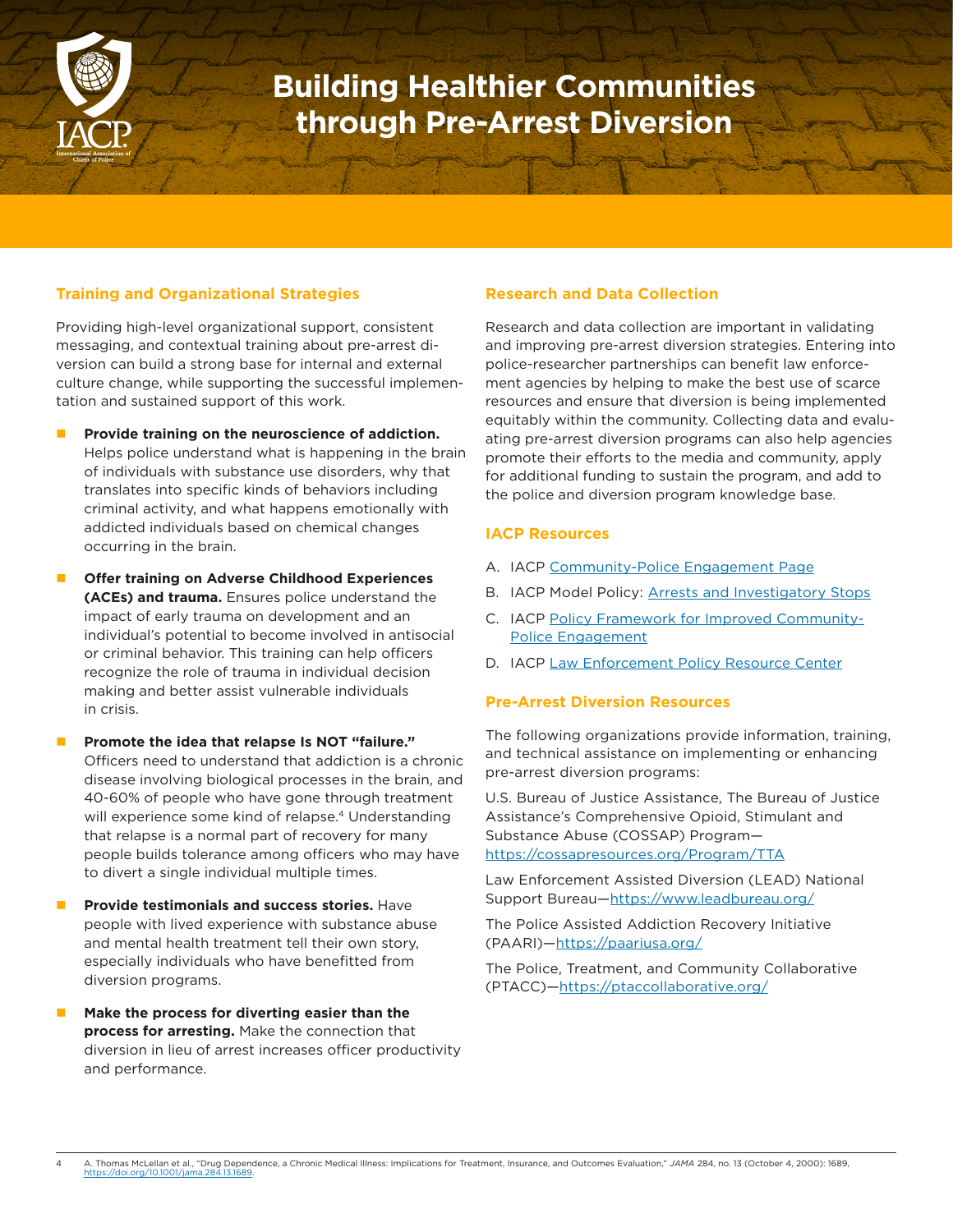# Building Healthier Communities through Pre-Arrest Diversion

## Training and Organizational Strategies

Providing high-level organizational support, consistent messaging, and contextual training about pre-arrest diversion can build a strong base for internal and external culture change, while supporting the successful implementation and sustained support of this work.

- **Provide training on the neuroscience of addiction.** Helps police understand what is happening in the brain of individuals with substance use disorders, why that translates into specific kinds of behaviors including criminal activity, and what happens emotionally with addicted individuals based on chemical changes occurring in the brain.
- **Offer training on Adverse Childhood Experiences (ACEs) and trauma.** Ensures police understand the impact of early trauma on development and an individual's potential to become involved in antisocial or criminal behavior. This training can help officers recognize the role of trauma in individual decision making and better assist vulnerable individuals in crisis.
- **Promote the idea that relapse Is NOT "failure."** Officers need to understand that addiction is a chronic disease involving biological processes in the brain, and 40-60% of people who have gone through treatment will experience some kind of relapse.[4] Understanding that relapse is a normal part of recovery for many people builds tolerance among officers who may have to divert a single individual multiple times.
- **Provide testimonials and success stories.** Have people with lived experience with substance abuse and mental health treatment tell their own story, especially individuals who have benefitted from diversion programs.
- **Make the process for diverting easier than the process for arresting.** Make the connection that diversion in lieu of arrest increases officer productivity and performance.

## Research and Data Collection

Research and data collection are important in validating and improving pre-arrest diversion strategies. Entering into police-researcher partnerships can benefit law enforcement agencies by helping to make the best use of scarce resources and ensure that diversion is being implemented equitably within the community. Collecting data and evaluating pre-arrest diversion programs can also help agencies promote their efforts to the media and community, apply for additional funding to sustain the program, and add to the police and diversion program knowledge base.

## IACP Resources

A. IACP Community-Police Engagement Page

B. IACP Model Policy: Arrests and Investigatory Stops

C. IACP Policy Framework for Improved Community-Police Engagement

D. IACP Law Enforcement Policy Resource Center

## Pre-Arrest Diversion Resources

The following organizations provide information, training, and technical assistance on implementing or enhancing pre-arrest diversion programs:

U.S. Bureau of Justice Assistance, The Bureau of Justice Assistance's Comprehensive Opioid, Stimulant and Substance Abuse (COSSAP) Program—https://cossapresources.org/Program/TTA

Law Enforcement Assisted Diversion (LEAD) National Support Bureau—https://www.leadbureau.org/

The Police Assisted Addiction Recovery Initiative (PAARI)—https://paariusa.org/

The Police, Treatment, and Community Collaborative (PTACC)—https://ptaccollaborative.org/

4 A. Thomas McLellan et al., "Drug Dependence, a Chronic Medical Illness: Implications for Treatment, Insurance, and Outcomes Evaluation," *JAMA* 284, no. 13 (October 4, 2000): 1689, https://doi.org/10.1001/jama.284.13.1689.